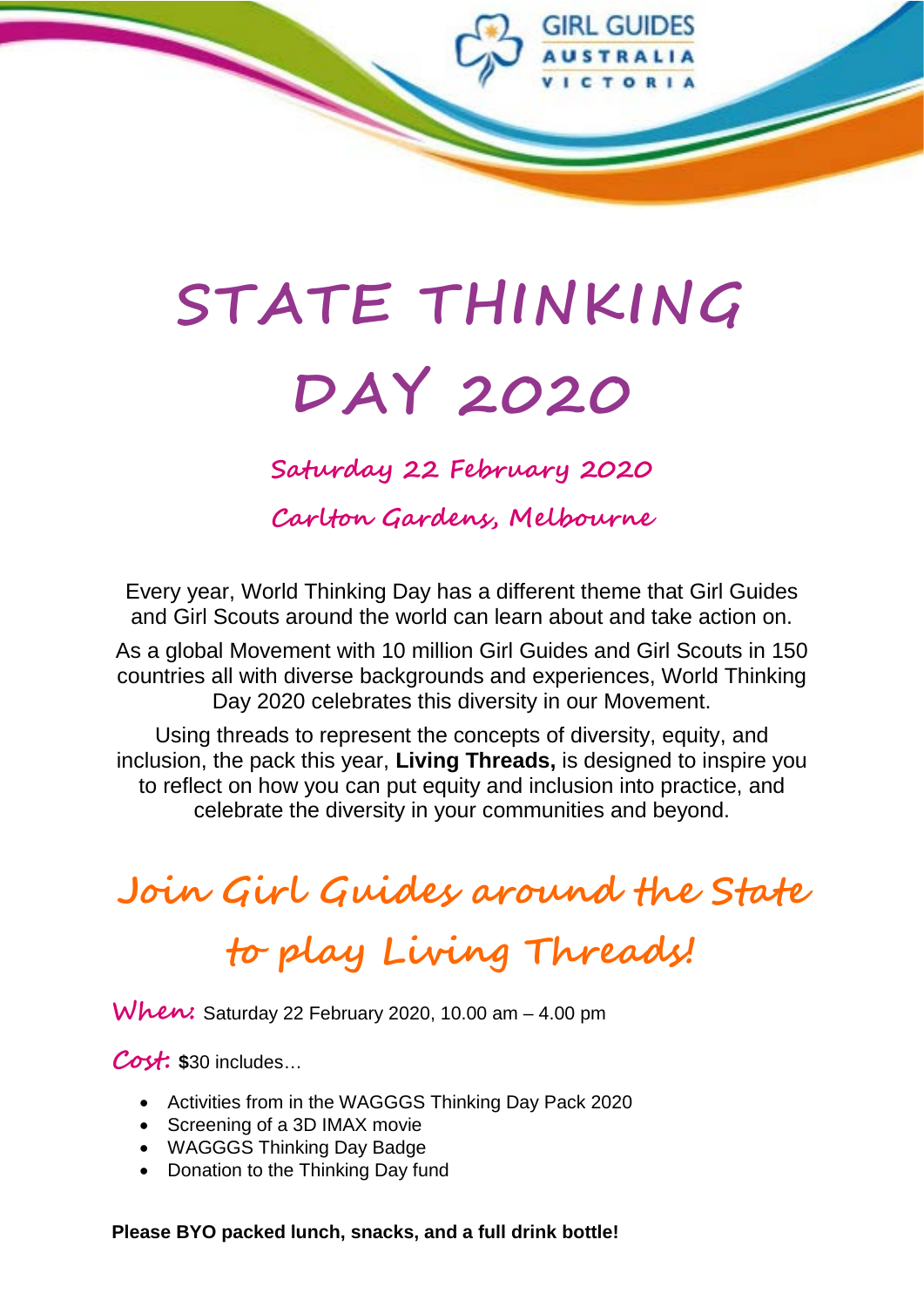GIRL GUIDES AUSTRALIA VICTORIA

# STATE THINKING DAY 2020

## Saturday 22 February 2020

## Carlton Gardens, Melbourne

Every year, World Thinking Day has a different theme that Girl Guides and Girl Scouts around the world can learn about and take action on.

As a global Movement with 10 million Girl Guides and Girl Scouts in 150 countries all with diverse backgrounds and experiences, World Thinking Day 2020 celebrates this diversity in our Movement.

Using threads to represent the concepts of diversity, equity, and inclusion, the pack this year, **Living Threads,** is designed to inspire you to reflect on how you can put equity and inclusion into practice, and celebrate the diversity in your communities and beyond.

## Join Girl Guides around the State to play Living Threads!

**When:** Saturday 22 February 2020, 10.00 am – 4.00 pm

**Cost:** **$**30 includes…

- Activities from in the WAGGGS Thinking Day Pack 2020
- Screening of a 3D IMAX movie
- WAGGGS Thinking Day Badge
- Donation to the Thinking Day fund

**Please BYO packed lunch, snacks, and a full drink bottle!**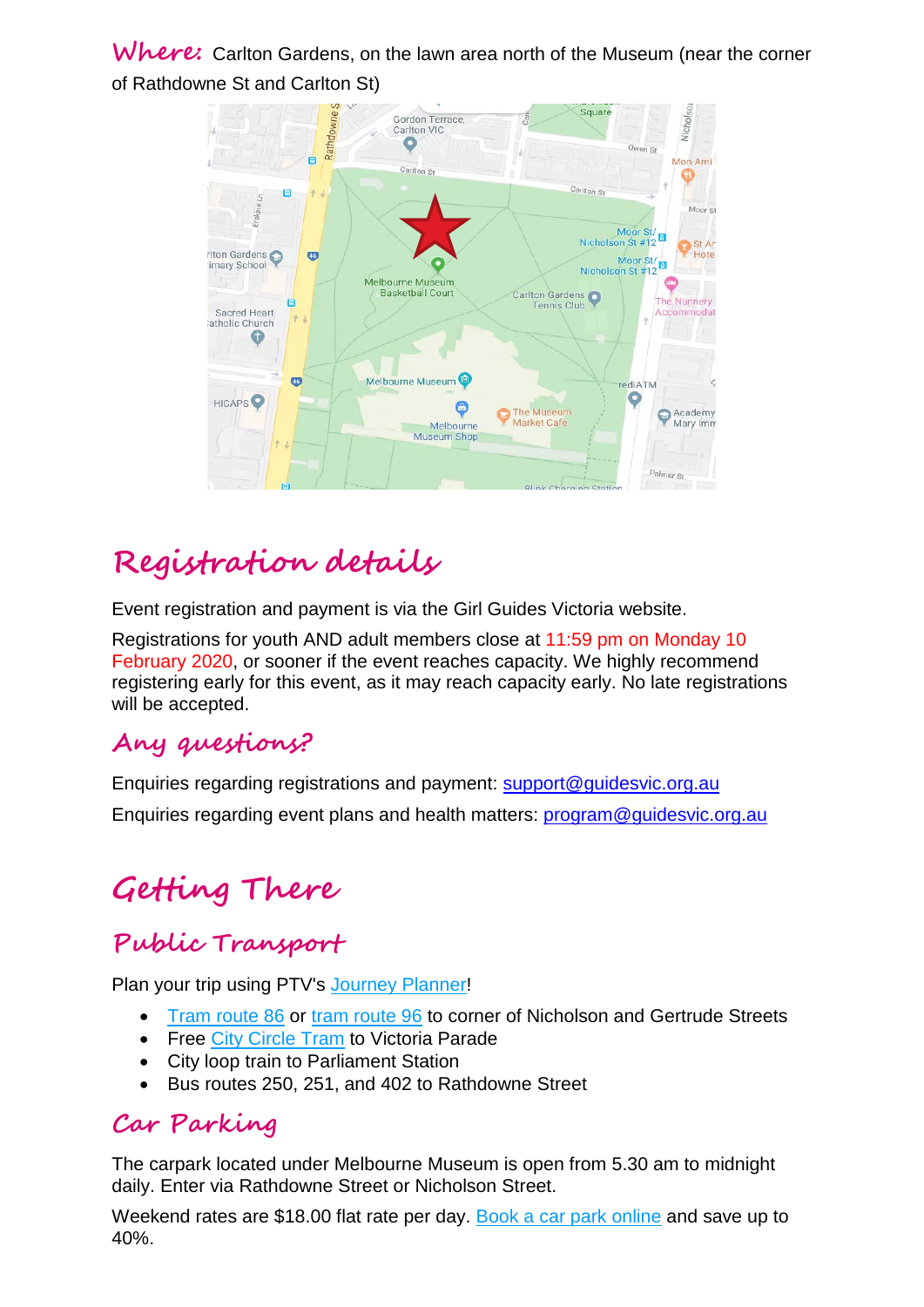**Where:** Carlton Gardens, on the lawn area north of the Museum (near the corner of Rathdowne St and Carlton St)

# Registration details

Event registration and payment is via the Girl Guides Victoria website.

Registrations for youth AND adult members close at 11:59 pm on Monday 10 February 2020, or sooner if the event reaches capacity. We highly recommend registering early for this event, as it may reach capacity early. No late registrations will be accepted.

## Any questions?

Enquiries regarding registrations and payment: support@guidesvic.org.au

Enquiries regarding event plans and health matters: program@guidesvic.org.au

# Getting There

## Public Transport

Plan your trip using PTV's Journey Planner!

- Tram route 86 or tram route 96 to corner of Nicholson and Gertrude Streets
- Free City Circle Tram to Victoria Parade
- City loop train to Parliament Station
- Bus routes 250, 251, and 402 to Rathdowne Street

## Car Parking

The carpark located under Melbourne Museum is open from 5.30 am to midnight daily. Enter via Rathdowne Street or Nicholson Street.

Weekend rates are $18.00 flat rate per day. Book a car park online and save up to 40%.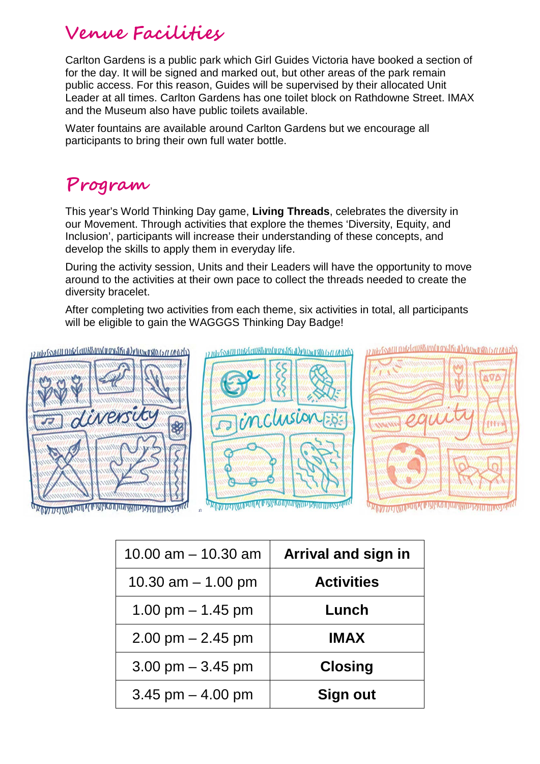# Venue Facilities

Carlton Gardens is a public park which Girl Guides Victoria have booked a section of for the day. It will be signed and marked out, but other areas of the park remain public access. For this reason, Guides will be supervised by their allocated Unit Leader at all times. Carlton Gardens has one toilet block on Rathdowne Street. IMAX and the Museum also have public toilets available.

Water fountains are available around Carlton Gardens but we encourage all participants to bring their own full water bottle.

# Program

This year's World Thinking Day game, **Living Threads**, celebrates the diversity in our Movement. Through activities that explore the themes 'Diversity, Equity, and Inclusion', participants will increase their understanding of these concepts, and develop the skills to apply them in everyday life.

During the activity session, Units and their Leaders will have the opportunity to move around to the activities at their own pace to collect the threads needed to create the diversity bracelet.

After completing two activities from each theme, six activities in total, all participants will be eligible to gain the WAGGGS Thinking Day Badge!

| 10.00 am – 10.30 am | **Arrival and sign in** |
|---|---|
| 10.30 am – 1.00 pm | **Activities** |
| 1.00 pm – 1.45 pm | **Lunch** |
| 2.00 pm – 2.45 pm | **IMAX** |
| 3.00 pm – 3.45 pm | **Closing** |
| 3.45 pm – 4.00 pm | **Sign out** |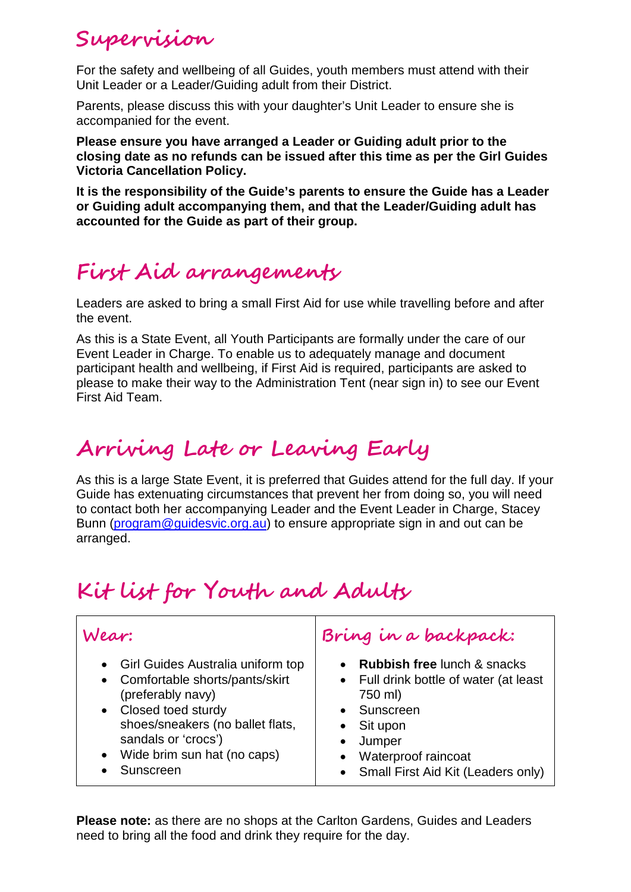## Supervision

For the safety and wellbeing of all Guides, youth members must attend with their Unit Leader or a Leader/Guiding adult from their District.

Parents, please discuss this with your daughter's Unit Leader to ensure she is accompanied for the event.

**Please ensure you have arranged a Leader or Guiding adult prior to the closing date as no refunds can be issued after this time as per the Girl Guides Victoria Cancellation Policy.**

**It is the responsibility of the Guide's parents to ensure the Guide has a Leader or Guiding adult accompanying them, and that the Leader/Guiding adult has accounted for the Guide as part of their group.**

## First Aid arrangements

Leaders are asked to bring a small First Aid for use while travelling before and after the event.

As this is a State Event, all Youth Participants are formally under the care of our Event Leader in Charge. To enable us to adequately manage and document participant health and wellbeing, if First Aid is required, participants are asked to please to make their way to the Administration Tent (near sign in) to see our Event First Aid Team.

## Arriving Late or Leaving Early

As this is a large State Event, it is preferred that Guides attend for the full day. If your Guide has extenuating circumstances that prevent her from doing so, you will need to contact both her accompanying Leader and the Event Leader in Charge, Stacey Bunn (program@guidesvic.org.au) to ensure appropriate sign in and out can be arranged.

## Kit list for Youth and Adults

| Wear: | Bring in a backpack: |
|---|---|
| • Girl Guides Australia uniform top<br>• Comfortable shorts/pants/skirt (preferably navy)<br>• Closed toed sturdy shoes/sneakers (no ballet flats, sandals or 'crocs')<br>• Wide brim sun hat (no caps)<br>• Sunscreen | • **Rubbish free** lunch & snacks<br>• Full drink bottle of water (at least 750 ml)<br>• Sunscreen<br>• Sit upon<br>• Jumper<br>• Waterproof raincoat<br>• Small First Aid Kit (Leaders only) |

**Please note:** as there are no shops at the Carlton Gardens, Guides and Leaders need to bring all the food and drink they require for the day.